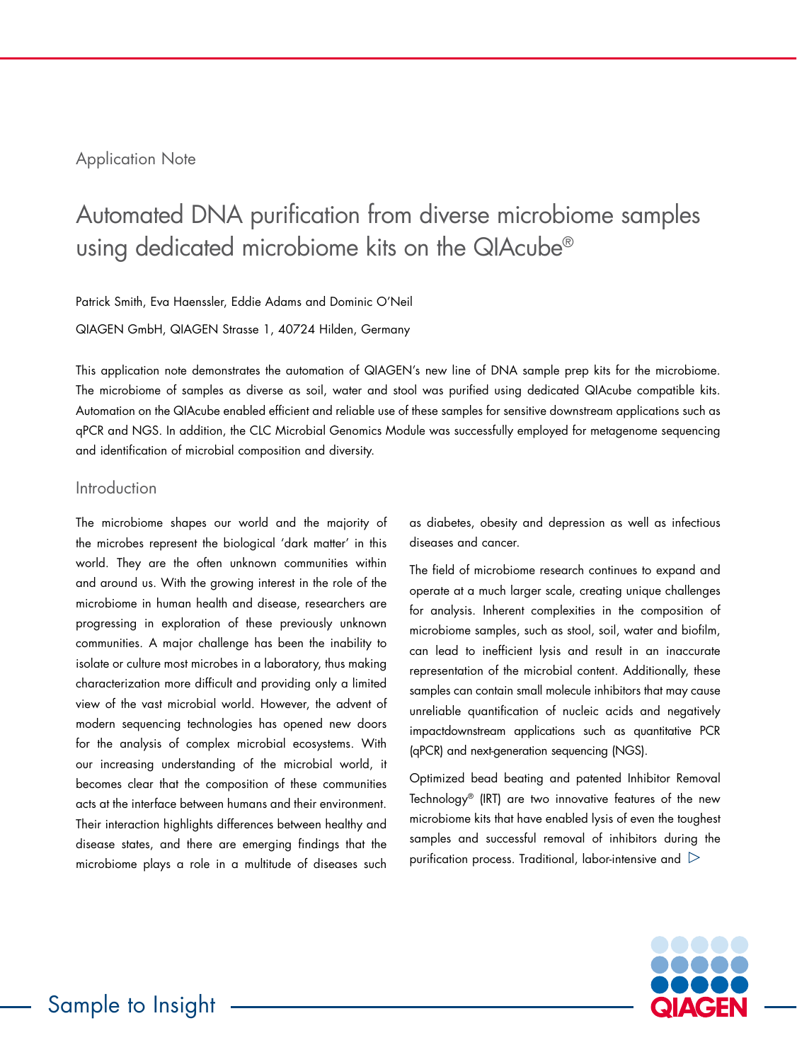Application Note

# Automated DNA purification from diverse microbiome samples using dedicated microbiome kits on the QIAcube®

Patrick Smith, Eva Haenssler, Eddie Adams and Dominic O'Neil

QIAGEN GmbH, QIAGEN Strasse 1, 40724 Hilden, Germany

This application note demonstrates the automation of QIAGEN's new line of DNA sample prep kits for the microbiome. The microbiome of samples as diverse as soil, water and stool was purified using dedicated QIAcube compatible kits. Automation on the QIAcube enabled efficient and reliable use of these samples for sensitive downstream applications such as qPCR and NGS. In addition, the CLC Microbial Genomics Module was successfully employed for metagenome sequencing and identification of microbial composition and diversity.

## Introduction

The microbiome shapes our world and the majority of the microbes represent the biological 'dark matter' in this world. They are the often unknown communities within and around us. With the growing interest in the role of the microbiome in human health and disease, researchers are progressing in exploration of these previously unknown communities. A major challenge has been the inability to isolate or culture most microbes in a laboratory, thus making characterization more difficult and providing only a limited view of the vast microbial world. However, the advent of modern sequencing technologies has opened new doors for the analysis of complex microbial ecosystems. With our increasing understanding of the microbial world, it becomes clear that the composition of these communities acts at the interface between humans and their environment. Their interaction highlights differences between healthy and disease states, and there are emerging findings that the microbiome plays a role in a multitude of diseases such as diabetes, obesity and depression as well as infectious diseases and cancer.

The field of microbiome research continues to expand and operate at a much larger scale, creating unique challenges for analysis. Inherent complexities in the composition of microbiome samples, such as stool, soil, water and biofilm, can lead to inefficient lysis and result in an inaccurate representation of the microbial content. Additionally, these samples can contain small molecule inhibitors that may cause unreliable quantification of nucleic acids and negatively impactdownstream applications such as quantitative PCR (qPCR) and next-generation sequencing (NGS).

Optimized bead beating and patented Inhibitor Removal Technology® (IRT) are two innovative features of the new microbiome kits that have enabled lysis of even the toughest samples and successful removal of inhibitors during the purification process. Traditional, labor-intensive and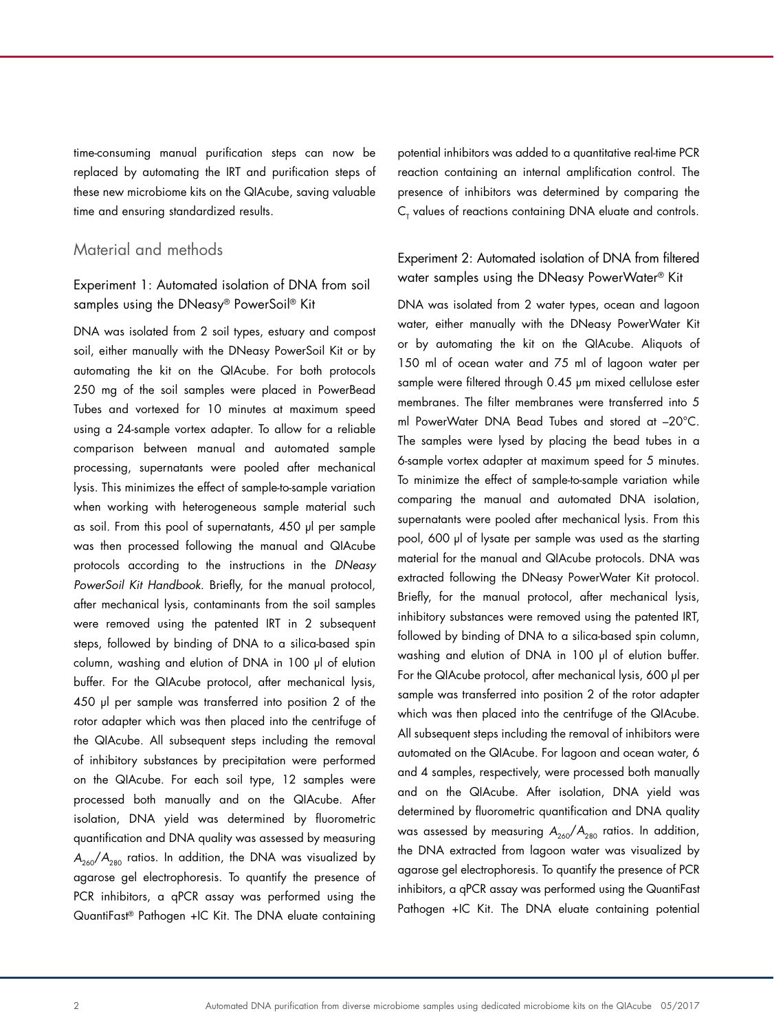time-consuming manual purification steps can now be replaced by automating the IRT and purification steps of these new microbiome kits on the QIAcube, saving valuable time and ensuring standardized results.

## Material and methods

### Experiment 1: Automated isolation of DNA from soil samples using the DNeasy® PowerSoil® Kit

DNA was isolated from 2 soil types, estuary and compost soil, either manually with the DNeasy PowerSoil Kit or by automating the kit on the QIAcube. For both protocols 250 mg of the soil samples were placed in PowerBead Tubes and vortexed for 10 minutes at maximum speed using a 24-sample vortex adapter. To allow for a reliable comparison between manual and automated sample processing, supernatants were pooled after mechanical lysis. This minimizes the effect of sample-to-sample variation when working with heterogeneous sample material such as soil. From this pool of supernatants, 450 µl per sample was then processed following the manual and QIAcube protocols according to the instructions in the *DNeasy PowerSoil Kit Handbook*. Briefly, for the manual protocol, after mechanical lysis, contaminants from the soil samples were removed using the patented IRT in 2 subsequent steps, followed by binding of DNA to a silica-based spin column, washing and elution of DNA in 100 µl of elution buffer. For the QIAcube protocol, after mechanical lysis, 450 µl per sample was transferred into position 2 of the rotor adapter which was then placed into the centrifuge of the QIAcube. All subsequent steps including the removal of inhibitory substances by precipitation were performed on the QIAcube. For each soil type, 12 samples were processed both manually and on the QIAcube. After isolation, DNA yield was determined by fluorometric quantification and DNA quality was assessed by measuring $A_{260}/A_{280}$ ratios. In addition, the DNA was visualized by agarose gel electrophoresis. To quantify the presence of PCR inhibitors, a qPCR assay was performed using the QuantiFast® Pathogen +IC Kit. The DNA eluate containing potential inhibitors was added to a quantitative real-time PCR reaction containing an internal amplification control. The presence of inhibitors was determined by comparing the $C_T$ values of reactions containing DNA eluate and controls.

### Experiment 2: Automated isolation of DNA from filtered water samples using the DNeasy PowerWater® Kit

DNA was isolated from 2 water types, ocean and lagoon water, either manually with the DNeasy PowerWater Kit or by automating the kit on the QIAcube. Aliquots of 150 ml of ocean water and 75 ml of lagoon water per sample were filtered through 0.45 µm mixed cellulose ester membranes. The filter membranes were transferred into 5 ml PowerWater DNA Bead Tubes and stored at –20°C. The samples were lysed by placing the bead tubes in a 6-sample vortex adapter at maximum speed for 5 minutes. To minimize the effect of sample-to-sample variation while comparing the manual and automated DNA isolation, supernatants were pooled after mechanical lysis. From this pool, 600 µl of lysate per sample was used as the starting material for the manual and QIAcube protocols. DNA was extracted following the DNeasy PowerWater Kit protocol. Briefly, for the manual protocol, after mechanical lysis, inhibitory substances were removed using the patented IRT, followed by binding of DNA to a silica-based spin column, washing and elution of DNA in 100 µl of elution buffer. For the QIAcube protocol, after mechanical lysis, 600 µl per sample was transferred into position 2 of the rotor adapter which was then placed into the centrifuge of the QIAcube. All subsequent steps including the removal of inhibitors were automated on the QIAcube. For lagoon and ocean water, 6 and 4 samples, respectively, were processed both manually and on the QIAcube. After isolation, DNA yield was determined by fluorometric quantification and DNA quality was assessed by measuring $A_{260}/A_{280}$ ratios. In addition, the DNA extracted from lagoon water was visualized by agarose gel electrophoresis. To quantify the presence of PCR inhibitors, a qPCR assay was performed using the QuantiFast Pathogen +IC Kit. The DNA eluate containing potential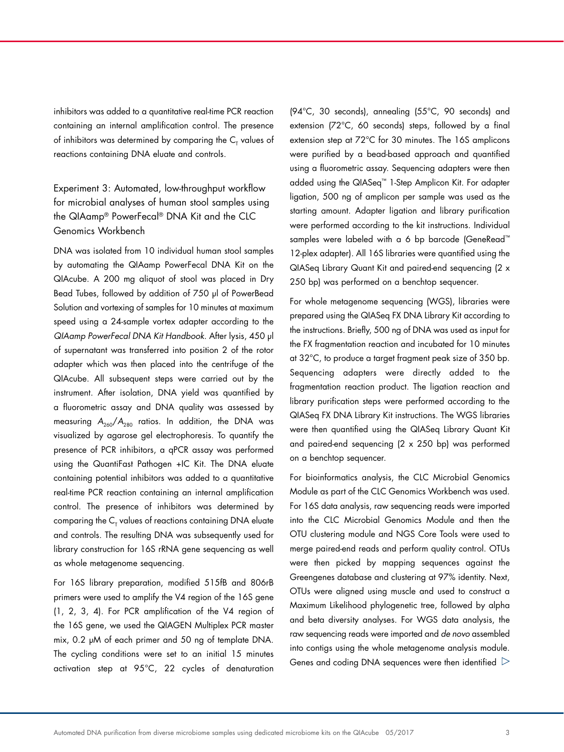inhibitors was added to a quantitative real-time PCR reaction containing an internal amplification control. The presence of inhibitors was determined by comparing the $C_T$ values of reactions containing DNA eluate and controls.

### Experiment 3: Automated, low-throughput workflow for microbial analyses of human stool samples using the QIAamp® PowerFecal® DNA Kit and the CLC Genomics Workbench

DNA was isolated from 10 individual human stool samples by automating the QIAamp PowerFecal DNA Kit on the QIAcube. A 200 mg aliquot of stool was placed in Dry Bead Tubes, followed by addition of 750 µl of PowerBead Solution and vortexing of samples for 10 minutes at maximum speed using a 24-sample vortex adapter according to the *QIAamp PowerFecal DNA Kit Handbook*. After lysis, 450 µl of supernatant was transferred into position 2 of the rotor adapter which was then placed into the centrifuge of the QIAcube. All subsequent steps were carried out by the instrument. After isolation, DNA yield was quantified by a fluorometric assay and DNA quality was assessed by measuring $A_{260}/A_{280}$ ratios. In addition, the DNA was visualized by agarose gel electrophoresis. To quantify the presence of PCR inhibitors, a qPCR assay was performed using the QuantiFast Pathogen +IC Kit. The DNA eluate containing potential inhibitors was added to a quantitative real-time PCR reaction containing an internal amplification control. The presence of inhibitors was determined by comparing the $C_T$ values of reactions containing DNA eluate and controls. The resulting DNA was subsequently used for library construction for 16S rRNA gene sequencing as well as whole metagenome sequencing.

For 16S library preparation, modified 515fB and 806rB primers were used to amplify the V4 region of the 16S gene (1, 2, 3, 4). For PCR amplification of the V4 region of the 16S gene, we used the QIAGEN Multiplex PCR master mix, 0.2 µM of each primer and 50 ng of template DNA. The cycling conditions were set to an initial 15 minutes activation step at 95°C, 22 cycles of denaturation (94°C, 30 seconds), annealing (55°C, 90 seconds) and extension (72°C, 60 seconds) steps, followed by a final extension step at 72°C for 30 minutes. The 16S amplicons were purified by a bead-based approach and quantified using a fluorometric assay. Sequencing adapters were then added using the QIASeq™ 1-Step Amplicon Kit. For adapter ligation, 500 ng of amplicon per sample was used as the starting amount. Adapter ligation and library purification were performed according to the kit instructions. Individual samples were labeled with a 6 bp barcode (GeneRead™ 12-plex adapter). All 16S libraries were quantified using the QIASeq Library Quant Kit and paired-end sequencing (2 x 250 bp) was performed on a benchtop sequencer.

For whole metagenome sequencing (WGS), libraries were prepared using the QIASeq FX DNA Library Kit according to the instructions. Briefly, 500 ng of DNA was used as input for the FX fragmentation reaction and incubated for 10 minutes at 32°C, to produce a target fragment peak size of 350 bp. Sequencing adapters were directly added to the fragmentation reaction product. The ligation reaction and library purification steps were performed according to the QIASeq FX DNA Library Kit instructions. The WGS libraries were then quantified using the QIASeq Library Quant Kit and paired-end sequencing (2 x 250 bp) was performed on a benchtop sequencer.

For bioinformatics analysis, the CLC Microbial Genomics Module as part of the CLC Genomics Workbench was used. For 16S data analysis, raw sequencing reads were imported into the CLC Microbial Genomics Module and then the OTU clustering module and NGS Core Tools were used to merge paired-end reads and perform quality control. OTUs were then picked by mapping sequences against the Greengenes database and clustering at 97% identity. Next, OTUs were aligned using muscle and used to construct a Maximum Likelihood phylogenetic tree, followed by alpha and beta diversity analyses. For WGS data analysis, the raw sequencing reads were imported and *de novo* assembled into contigs using the whole metagenome analysis module. Genes and coding DNA sequences were then identified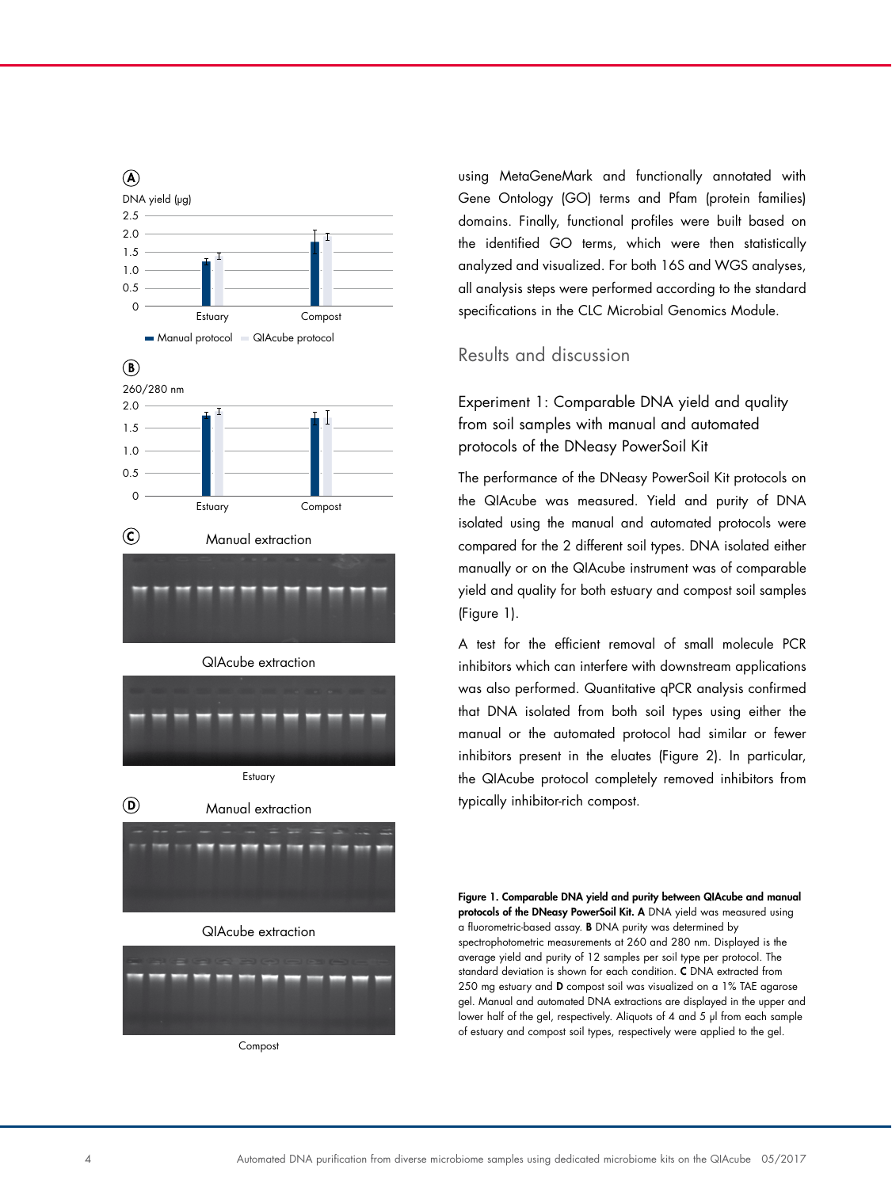using MetaGeneMark and functionally annotated with Gene Ontology (GO) terms and Pfam (protein families) domains. Finally, functional profiles were built based on the identified GO terms, which were then statistically analyzed and visualized. For both 16S and WGS analyses, all analysis steps were performed according to the standard specifications in the CLC Microbial Genomics Module.

## Results and discussion

### Experiment 1: Comparable DNA yield and quality from soil samples with manual and automated protocols of the DNeasy PowerSoil Kit

The performance of the DNeasy PowerSoil Kit protocols on the QIAcube was measured. Yield and purity of DNA isolated using the manual and automated protocols were compared for the 2 different soil types. DNA isolated either manually or on the QIAcube instrument was of comparable yield and quality for both estuary and compost soil samples (Figure 1).

A test for the efficient removal of small molecule PCR inhibitors which can interfere with downstream applications was also performed. Quantitative qPCR analysis confirmed that DNA isolated from both soil types using either the manual or the automated protocol had similar or fewer inhibitors present in the eluates (Figure 2). In particular, the QIAcube protocol completely removed inhibitors from typically inhibitor-rich compost.

**Figure 1. Comparable DNA yield and purity between QIAcube and manual protocols of the DNeasy PowerSoil Kit. A** DNA yield was measured using a fluorometric-based assay. **B** DNA purity was determined by spectrophotometric measurements at 260 and 280 nm. Displayed is the average yield and purity of 12 samples per soil type per protocol. The standard deviation is shown for each condition. **C** DNA extracted from 250 mg estuary and **D** compost soil was visualized on a 1% TAE agarose gel. Manual and automated DNA extractions are displayed in the upper and lower half of the gel, respectively. Aliquots of 4 and 5 µl from each sample of estuary and compost soil types, respectively were applied to the gel.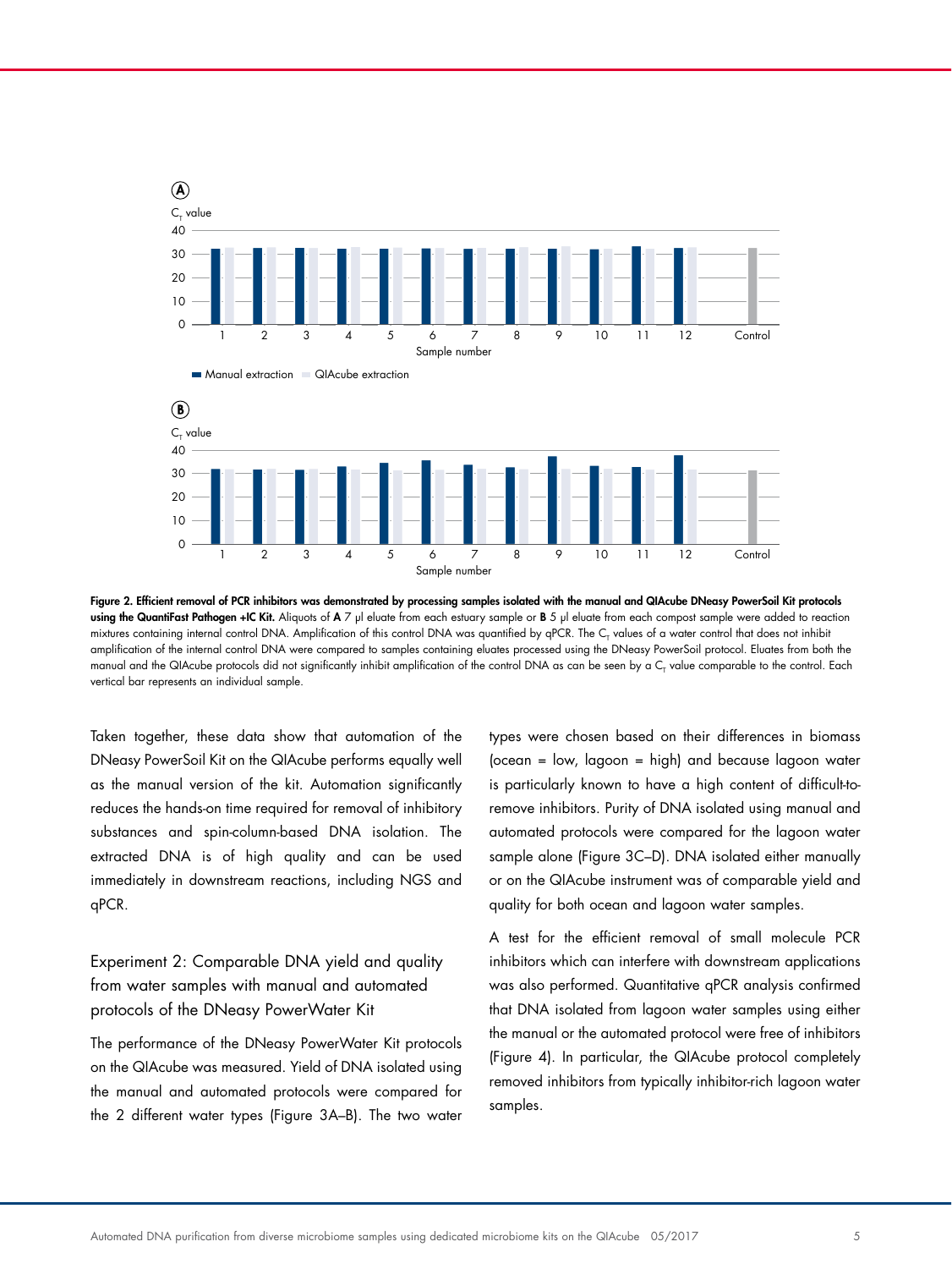**Figure 2. Efficient removal of PCR inhibitors was demonstrated by processing samples isolated with the manual and QIAcube DNeasy PowerSoil Kit protocols using the QuantiFast Pathogen +IC Kit.** Aliquots of **A** 7 µl eluate from each estuary sample or **B** 5 µl eluate from each compost sample were added to reaction mixtures containing internal control DNA. Amplification of this control DNA was quantified by qPCR. The $C_T$ values of a water control that does not inhibit amplification of the internal control DNA were compared to samples containing eluates processed using the DNeasy PowerSoil protocol. Eluates from both the manual and the QIAcube protocols did not significantly inhibit amplification of the control DNA as can be seen by a $C_T$ value comparable to the control. Each vertical bar represents an individual sample.

Taken together, these data show that automation of the DNeasy PowerSoil Kit on the QIAcube performs equally well as the manual version of the kit. Automation significantly reduces the hands-on time required for removal of inhibitory substances and spin-column-based DNA isolation. The extracted DNA is of high quality and can be used immediately in downstream reactions, including NGS and qPCR.

## Experiment 2: Comparable DNA yield and quality from water samples with manual and automated protocols of the DNeasy PowerWater Kit

The performance of the DNeasy PowerWater Kit protocols on the QIAcube was measured. Yield of DNA isolated using the manual and automated protocols were compared for the 2 different water types (Figure 3A–B). The two water types were chosen based on their differences in biomass (ocean = low, lagoon = high) and because lagoon water is particularly known to have a high content of difficult-to-remove inhibitors. Purity of DNA isolated using manual and automated protocols were compared for the lagoon water sample alone (Figure 3C–D). DNA isolated either manually or on the QIAcube instrument was of comparable yield and quality for both ocean and lagoon water samples.

A test for the efficient removal of small molecule PCR inhibitors which can interfere with downstream applications was also performed. Quantitative qPCR analysis confirmed that DNA isolated from lagoon water samples using either the manual or the automated protocol were free of inhibitors (Figure 4). In particular, the QIAcube protocol completely removed inhibitors from typically inhibitor-rich lagoon water samples.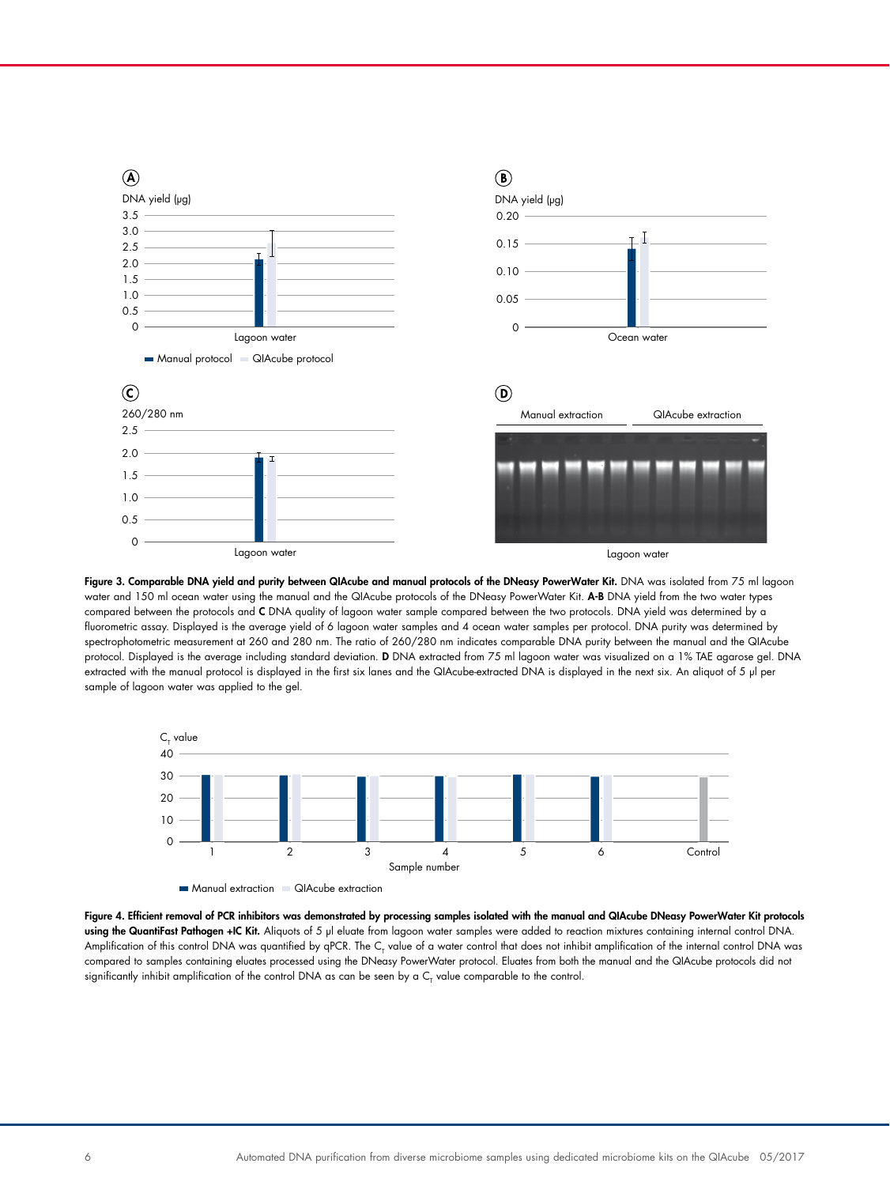**Figure 3. Comparable DNA yield and purity between QIAcube and manual protocols of the DNeasy PowerWater Kit.** DNA was isolated from 75 ml lagoon water and 150 ml ocean water using the manual and the QIAcube protocols of the DNeasy PowerWater Kit. **A-B** DNA yield from the two water types compared between the protocols and **C** DNA quality of lagoon water sample compared between the two protocols. DNA yield was determined by a fluorometric assay. Displayed is the average yield of 6 lagoon water samples and 4 ocean water samples per protocol. DNA purity was determined by spectrophotometric measurement at 260 and 280 nm. The ratio of 260/280 nm indicates comparable DNA purity between the manual and the QIAcube protocol. Displayed is the average including standard deviation. **D** DNA extracted from 75 ml lagoon water was visualized on a 1% TAE agarose gel. DNA extracted with the manual protocol is displayed in the first six lanes and the QIAcube-extracted DNA is displayed in the next six. An aliquot of 5 µl per sample of lagoon water was applied to the gel.

**Figure 4. Efficient removal of PCR inhibitors was demonstrated by processing samples isolated with the manual and QIAcube DNeasy PowerWater Kit protocols using the QuantiFast Pathogen +IC Kit.** Aliquots of 5 µl eluate from lagoon water samples were added to reaction mixtures containing internal control DNA. Amplification of this control DNA was quantified by qPCR. The $C_T$ value of a water control that does not inhibit amplification of the internal control DNA was compared to samples containing eluates processed using the DNeasy PowerWater protocol. Eluates from both the manual and the QIAcube protocols did not significantly inhibit amplification of the control DNA as can be seen by a $C_T$ value comparable to the control.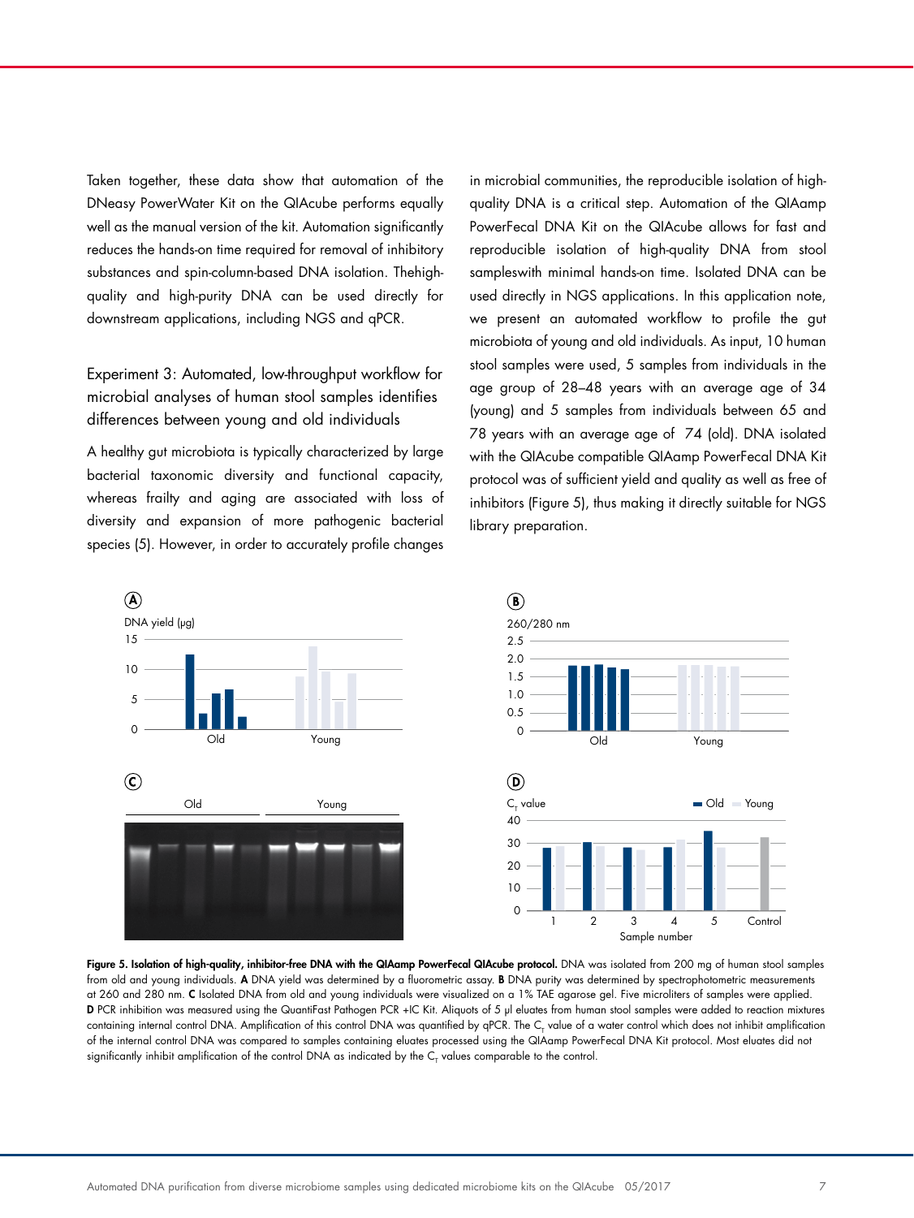Taken together, these data show that automation of the DNeasy PowerWater Kit on the QIAcube performs equally well as the manual version of the kit. Automation significantly reduces the hands-on time required for removal of inhibitory substances and spin-column-based DNA isolation. Thehigh-quality and high-purity DNA can be used directly for downstream applications, including NGS and qPCR.

### Experiment 3: Automated, low-throughput workflow for microbial analyses of human stool samples identifies differences between young and old individuals

A healthy gut microbiota is typically characterized by large bacterial taxonomic diversity and functional capacity, whereas frailty and aging are associated with loss of diversity and expansion of more pathogenic bacterial species (5). However, in order to accurately profile changes in microbial communities, the reproducible isolation of high-quality DNA is a critical step. Automation of the QIAamp PowerFecal DNA Kit on the QIAcube allows for fast and reproducible isolation of high-quality DNA from stool sampleswith minimal hands-on time. Isolated DNA can be used directly in NGS applications. In this application note, we present an automated workflow to profile the gut microbiota of young and old individuals. As input, 10 human stool samples were used, 5 samples from individuals in the age group of 28–48 years with an average age of 34 (young) and 5 samples from individuals between 65 and 78 years with an average age of 74 (old). DNA isolated with the QIAcube compatible QIAamp PowerFecal DNA Kit protocol was of sufficient yield and quality as well as free of inhibitors (Figure 5), thus making it directly suitable for NGS library preparation.

**Figure 5. Isolation of high-quality, inhibitor-free DNA with the QIAamp PowerFecal QIAcube protocol.** DNA was isolated from 200 mg of human stool samples from old and young individuals. **A** DNA yield was determined by a fluorometric assay. **B** DNA purity was determined by spectrophotometric measurements at 260 and 280 nm. **C** Isolated DNA from old and young individuals were visualized on a 1% TAE agarose gel. Five microliters of samples were applied. **D** PCR inhibition was measured using the QuantiFast Pathogen PCR +IC Kit. Aliquots of 5 µl eluates from human stool samples were added to reaction mixtures containing internal control DNA. Amplification of this control DNA was quantified by qPCR. The $C_T$ value of a water control which does not inhibit amplification of the internal control DNA was compared to samples containing eluates processed using the QIAamp PowerFecal DNA Kit protocol. Most eluates did not significantly inhibit amplification of the control DNA as indicated by the $C_T$ values comparable to the control.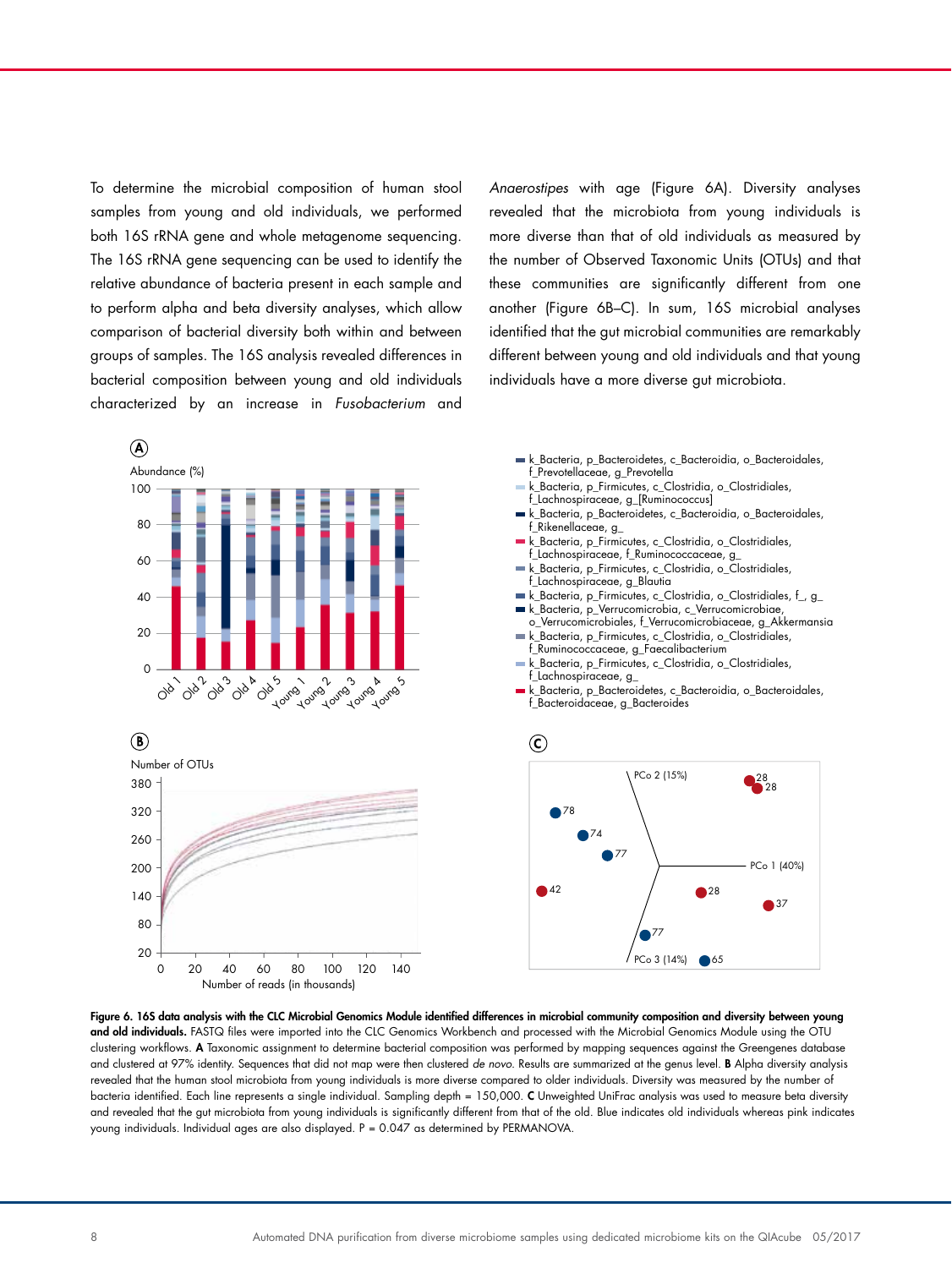To determine the microbial composition of human stool samples from young and old individuals, we performed both 16S rRNA gene and whole metagenome sequencing. The 16S rRNA gene sequencing can be used to identify the relative abundance of bacteria present in each sample and to perform alpha and beta diversity analyses, which allow comparison of bacterial diversity both within and between groups of samples. The 16S analysis revealed differences in bacterial composition between young and old individuals characterized by an increase in *Fusobacterium* and *Anaerostipes* with age (Figure 6A). Diversity analyses revealed that the microbiota from young individuals is more diverse than that of old individuals as measured by the number of Observed Taxonomic Units (OTUs) and that these communities are significantly different from one another (Figure 6B–C). In sum, 16S microbial analyses identified that the gut microbial communities are remarkably different between young and old individuals and that young individuals have a more diverse gut microbiota.

**Figure 6. 16S data analysis with the CLC Microbial Genomics Module identified differences in microbial community composition and diversity between young and old individuals.** FASTQ files were imported into the CLC Genomics Workbench and processed with the Microbial Genomics Module using the OTU clustering workflows. **A** Taxonomic assignment to determine bacterial composition was performed by mapping sequences against the Greengenes database and clustered at 97% identity. Sequences that did not map were then clustered *de novo*. Results are summarized at the genus level. **B** Alpha diversity analysis revealed that the human stool microbiota from young individuals is more diverse compared to older individuals. Diversity was measured by the number of bacteria identified. Each line represents a single individual. Sampling depth = 150,000. **C** Unweighted UniFrac analysis was used to measure beta diversity and revealed that the gut microbiota from young individuals is significantly different from that of the old. Blue indicates old individuals whereas pink indicates young individuals. Individual ages are also displayed. P = 0.047 as determined by PERMANOVA.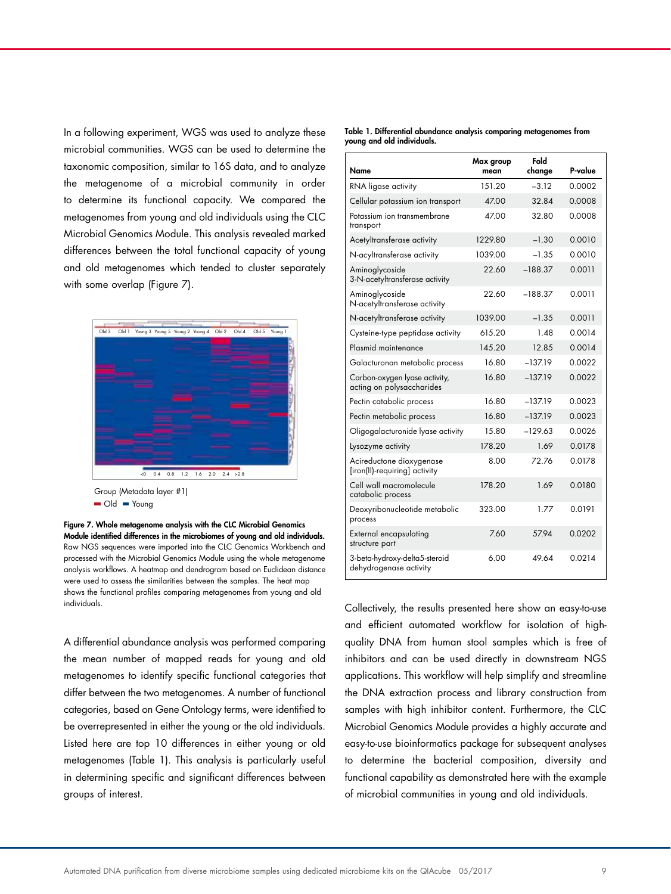In a following experiment, WGS was used to analyze these microbial communities. WGS can be used to determine the taxonomic composition, similar to 16S data, and to analyze the metagenome of a microbial community in order to determine its functional capacity. We compared the metagenomes from young and old individuals using the CLC Microbial Genomics Module. This analysis revealed marked differences between the total functional capacity of young and old metagenomes which tended to cluster separately with some overlap (Figure 7).

Group (Metadata layer #1)
Old   Young

**Figure 7. Whole metagenome analysis with the CLC Microbial Genomics Module identified differences in the microbiomes of young and old individuals.** Raw NGS sequences were imported into the CLC Genomics Workbench and processed with the Microbial Genomics Module using the whole metagenome analysis workflows. A heatmap and dendrogram based on Euclidean distance were used to assess the similarities between the samples. The heat map shows the functional profiles comparing metagenomes from young and old individuals.

A differential abundance analysis was performed comparing the mean number of mapped reads for young and old metagenomes to identify specific functional categories that differ between the two metagenomes. A number of functional categories, based on Gene Ontology terms, were identified to be overrepresented in either the young or the old individuals. Listed here are top 10 differences in either young or old metagenomes (Table 1). This analysis is particularly useful in determining specific and significant differences between groups of interest.

**Table 1. Differential abundance analysis comparing metagenomes from young and old individuals.**

| Name | Max group mean | Fold change | P-value |
|---|---|---|---|
| RNA ligase activity | 151.20 | –3.12 | 0.0002 |
| Cellular potassium ion transport | 47.00 | 32.84 | 0.0008 |
| Potassium ion transmembrane transport | 47.00 | 32.80 | 0.0008 |
| Acetyltransferase activity | 1229.80 | –1.30 | 0.0010 |
| N-acyltransferase activity | 1039.00 | –1.35 | 0.0010 |
| Aminoglycoside 3-N-acetyltransferase activity | 22.60 | –188.37 | 0.0011 |
| Aminoglycoside N-acetyltransferase activity | 22.60 | –188.37 | 0.0011 |
| N-acetyltransferase activity | 1039.00 | –1.35 | 0.0011 |
| Cysteine-type peptidase activity | 615.20 | 1.48 | 0.0014 |
| Plasmid maintenance | 145.20 | 12.85 | 0.0014 |
| Galacturonan metabolic process | 16.80 | –137.19 | 0.0022 |
| Carbon-oxygen lyase activity, acting on polysaccharides | 16.80 | –137.19 | 0.0022 |
| Pectin catabolic process | 16.80 | –137.19 | 0.0023 |
| Pectin metabolic process | 16.80 | –137.19 | 0.0023 |
| Oligogalacturonide lyase activity | 15.80 | –129.63 | 0.0026 |
| Lysozyme activity | 178.20 | 1.69 | 0.0178 |
| Acireductone dioxygenase [iron(II)-requiring] activity | 8.00 | 72.76 | 0.0178 |
| Cell wall macromolecule catabolic process | 178.20 | 1.69 | 0.0180 |
| Deoxyribonucleotide metabolic process | 323.00 | 1.77 | 0.0191 |
| External encapsulating structure part | 7.60 | 57.94 | 0.0202 |
| 3-beta-hydroxy-delta5-steroid dehydrogenase activity | 6.00 | 49.64 | 0.0214 |

Collectively, the results presented here show an easy-to-use and efficient automated workflow for isolation of high-quality DNA from human stool samples which is free of inhibitors and can be used directly in downstream NGS applications. This workflow will help simplify and streamline the DNA extraction process and library construction from samples with high inhibitor content. Furthermore, the CLC Microbial Genomics Module provides a highly accurate and easy-to-use bioinformatics package for subsequent analyses to determine the bacterial composition, diversity and functional capability as demonstrated here with the example of microbial communities in young and old individuals.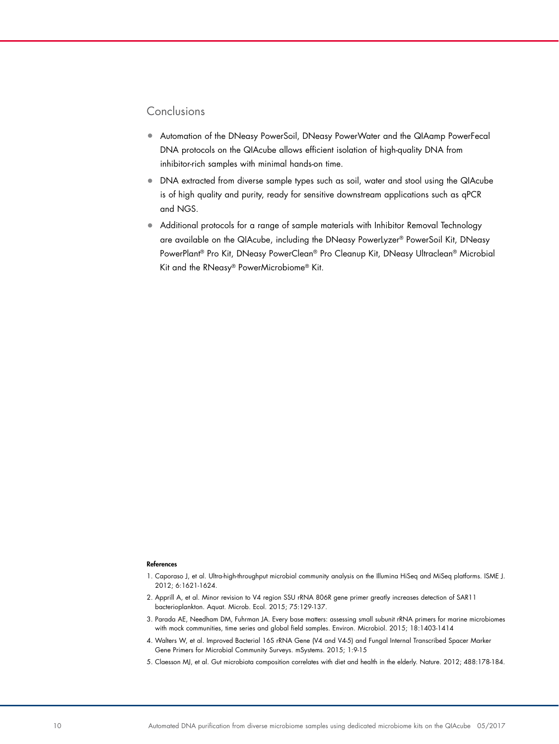## Conclusions

- Automation of the DNeasy PowerSoil, DNeasy PowerWater and the QIAamp PowerFecal DNA protocols on the QIAcube allows efficient isolation of high-quality DNA from inhibitor-rich samples with minimal hands-on time.
- DNA extracted from diverse sample types such as soil, water and stool using the QIAcube is of high quality and purity, ready for sensitive downstream applications such as qPCR and NGS.
- Additional protocols for a range of sample materials with Inhibitor Removal Technology are available on the QIAcube, including the DNeasy PowerLyzer® PowerSoil Kit, DNeasy PowerPlant® Pro Kit, DNeasy PowerClean® Pro Cleanup Kit, DNeasy Ultraclean® Microbial Kit and the RNeasy® PowerMicrobiome® Kit.

**References**

1. Caporaso J, et al. Ultra-high-throughput microbial community analysis on the Illumina HiSeq and MiSeq platforms. ISME J. 2012; 6:1621-1624.
2. Apprill A, et al. Minor revision to V4 region SSU rRNA 806R gene primer greatly increases detection of SAR11 bacterioplankton. Aquat. Microb. Ecol. 2015; 75:129-137.
3. Parada AE, Needham DM, Fuhrman JA. Every base matters: assessing small subunit rRNA primers for marine microbiomes with mock communities, time series and global field samples. Environ. Microbiol. 2015; 18:1403-1414
4. Walters W, et al. Improved Bacterial 16S rRNA Gene (V4 and V4-5) and Fungal Internal Transcribed Spacer Marker Gene Primers for Microbial Community Surveys. mSystems. 2015; 1:9-15
5. Claesson MJ, et al. Gut microbiota composition correlates with diet and health in the elderly. Nature. 2012; 488:178-184.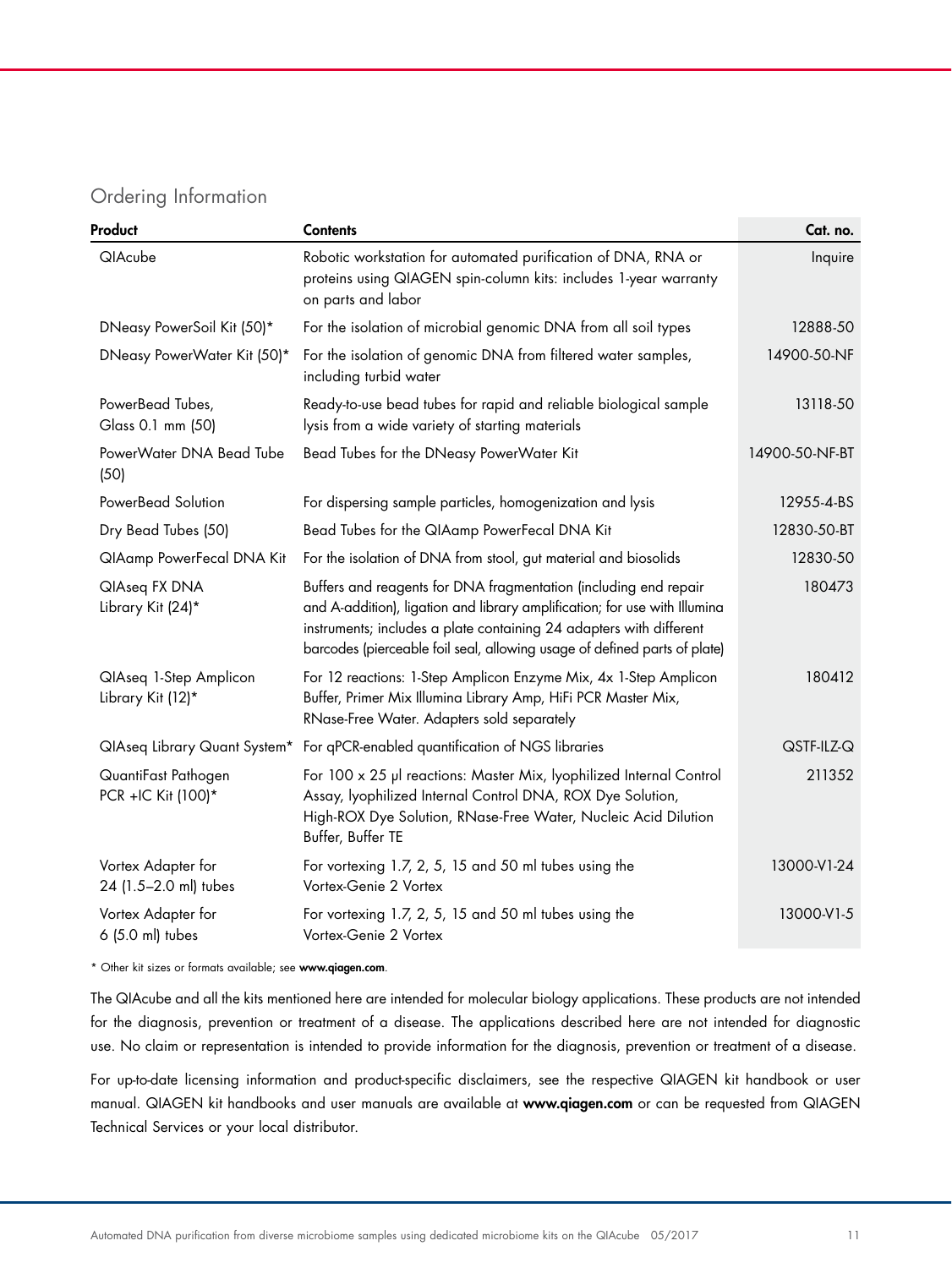## Ordering Information

| Product | Contents | Cat. no. |
|---|---|---|
| QIAcube | Robotic workstation for automated purification of DNA, RNA or proteins using QIAGEN spin-column kits: includes 1-year warranty on parts and labor | Inquire |
| DNeasy PowerSoil Kit (50)* | For the isolation of microbial genomic DNA from all soil types | 12888-50 |
| DNeasy PowerWater Kit (50)* | For the isolation of genomic DNA from filtered water samples, including turbid water | 14900-50-NF |
| PowerBead Tubes, Glass 0.1 mm (50) | Ready-to-use bead tubes for rapid and reliable biological sample lysis from a wide variety of starting materials | 13118-50 |
| PowerWater DNA Bead Tube (50) | Bead Tubes for the DNeasy PowerWater Kit | 14900-50-NF-BT |
| PowerBead Solution | For dispersing sample particles, homogenization and lysis | 12955-4-BS |
| Dry Bead Tubes (50) | Bead Tubes for the QIAamp PowerFecal DNA Kit | 12830-50-BT |
| QIAamp PowerFecal DNA Kit | For the isolation of DNA from stool, gut material and biosolids | 12830-50 |
| QIAseq FX DNA Library Kit (24)* | Buffers and reagents for DNA fragmentation (including end repair and A-addition), ligation and library amplification; for use with Illumina instruments; includes a plate containing 24 adapters with different barcodes (pierceable foil seal, allowing usage of defined parts of plate) | 180473 |
| QIAseq 1-Step Amplicon Library Kit (12)* | For 12 reactions: 1-Step Amplicon Enzyme Mix, 4x 1-Step Amplicon Buffer, Primer Mix Illumina Library Amp, HiFi PCR Master Mix, RNase-Free Water. Adapters sold separately | 180412 |
| QIAseq Library Quant System* | For qPCR-enabled quantification of NGS libraries | QSTF-ILZ-Q |
| QuantiFast Pathogen PCR +IC Kit (100)* | For 100 x 25 µl reactions: Master Mix, lyophilized Internal Control Assay, lyophilized Internal Control DNA, ROX Dye Solution, High-ROX Dye Solution, RNase-Free Water, Nucleic Acid Dilution Buffer, Buffer TE | 211352 |
| Vortex Adapter for 24 (1.5–2.0 ml) tubes | For vortexing 1.7, 2, 5, 15 and 50 ml tubes using the Vortex-Genie 2 Vortex | 13000-V1-24 |
| Vortex Adapter for 6 (5.0 ml) tubes | For vortexing 1.7, 2, 5, 15 and 50 ml tubes using the Vortex-Genie 2 Vortex | 13000-V1-5 |

* Other kit sizes or formats available; see **www.qiagen.com**.

The QIAcube and all the kits mentioned here are intended for molecular biology applications. These products are not intended for the diagnosis, prevention or treatment of a disease. The applications described here are not intended for diagnostic use. No claim or representation is intended to provide information for the diagnosis, prevention or treatment of a disease.

For up-to-date licensing information and product-specific disclaimers, see the respective QIAGEN kit handbook or user manual. QIAGEN kit handbooks and user manuals are available at **www.qiagen.com** or can be requested from QIAGEN Technical Services or your local distributor.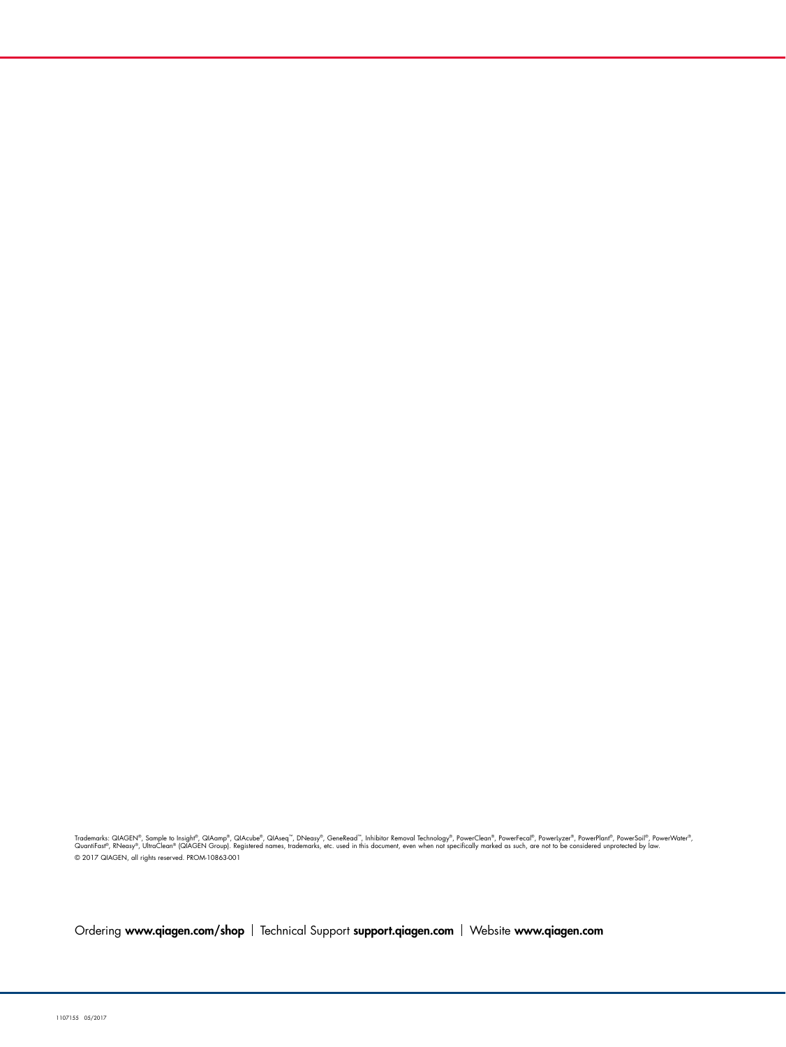Trademarks: QIAGEN®, Sample to Insight®, QIAamp®, QIAcube®, QIAseq™, DNeasy®, GeneRead™, Inhibitor Removal Technology®, PowerClean®, PowerFecal®, PowerLyzer®, PowerPlant®, PowerSoil®, PowerWater®, QuantiFast®, RNeasy®, UltraClean® (QIAGEN Group). Registered names, trademarks, etc. used in this document, even when not specifically marked as such, are not to be considered unprotected by law.

© 2017 QIAGEN, all rights reserved. PROM-10863-001

Ordering **www.qiagen.com/shop** | Technical Support **support.qiagen.com** | Website **www.qiagen.com**

1107155 05/2017